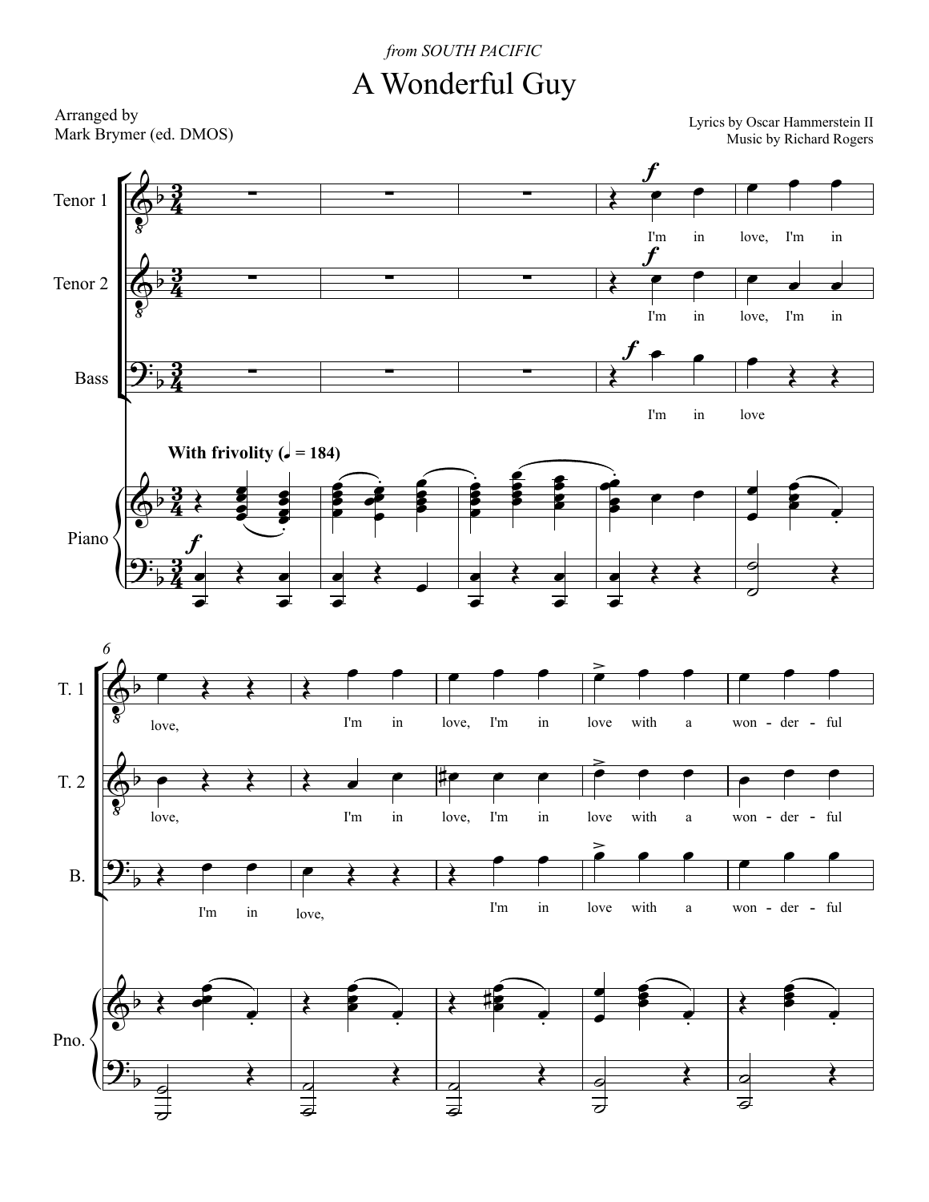*from SOUTH PACIFIC*

# A Wonderful Guy

Arranged by
Mark Brymer (ed. DMOS)

Lyrics by Oscar Hammerstein II
Music by Richard Rogers

**With frivolity (♩ = 184)**

Tenor 1: I'm in love, I'm in love, I'm in love, I'm in love with a won - der - ful

Tenor 2: I'm in love, I'm in love, I'm in love, I'm in love with a won - der - ful

Bass: I'm in love I'm in love, I'm in love with a won - der - ful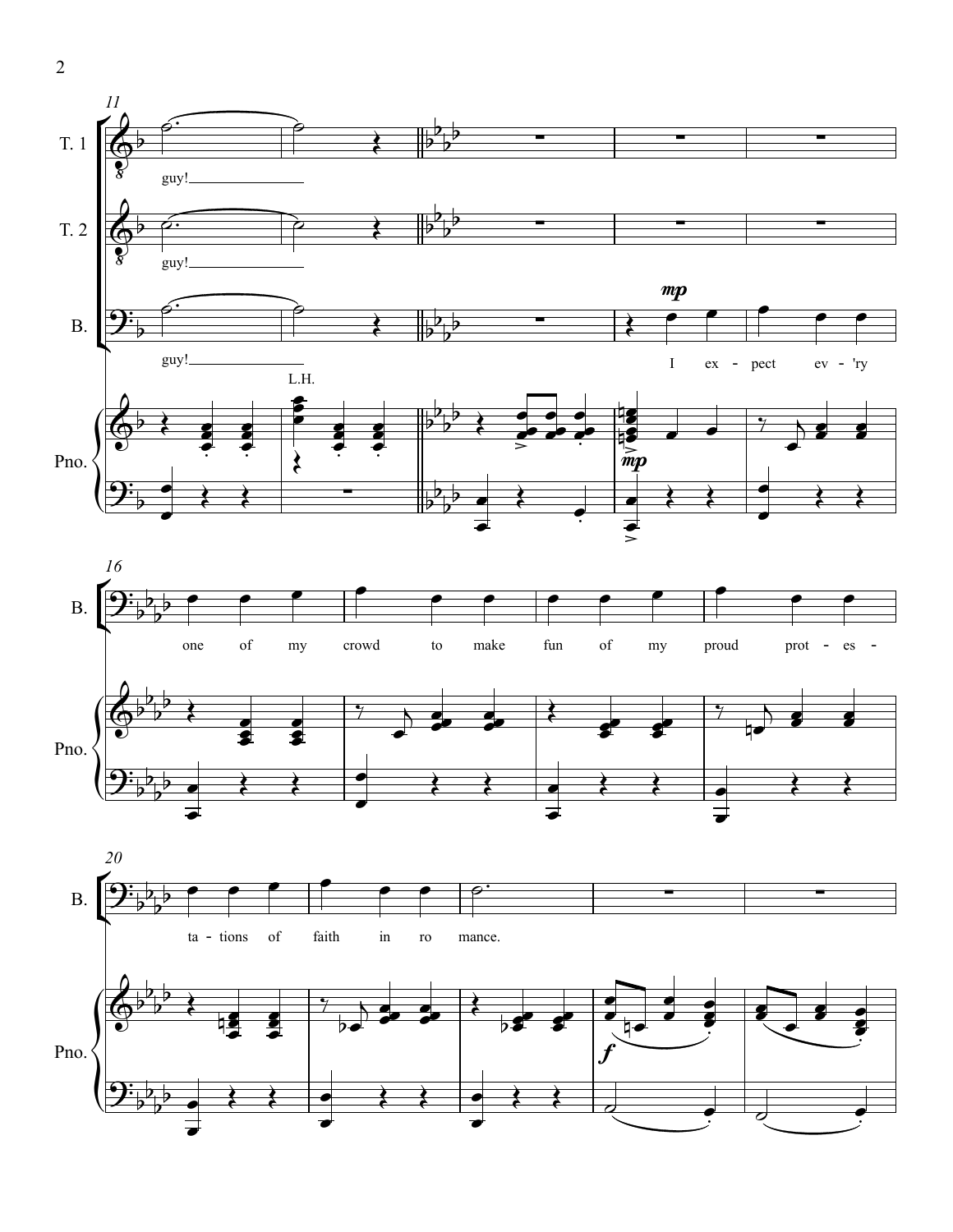T. 1

T. 2

B.

Pno.

guy!

guy!

guy!

L.H.

*mp*

I ex - pect ev - 'ry

*mp*

one of my crowd to make fun of my proud prot - es -

ta - tions of faith in ro mance.

*f*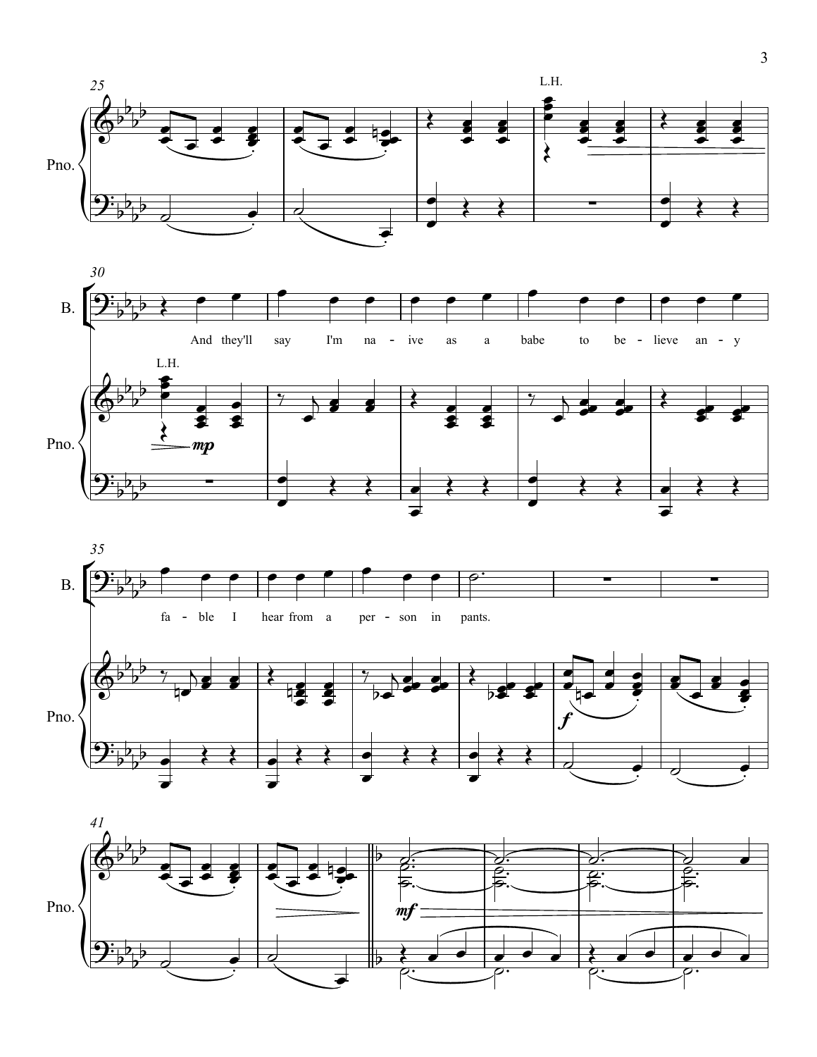25

Pno.

L.H.

30

B.

And they'll say I'm na - ive as a babe to be - lieve an - y

Pno.

L.H.

*mp*

35

B.

fa - ble I hear from a per - son in pants.

Pno.

*f*

41

Pno.

*mf*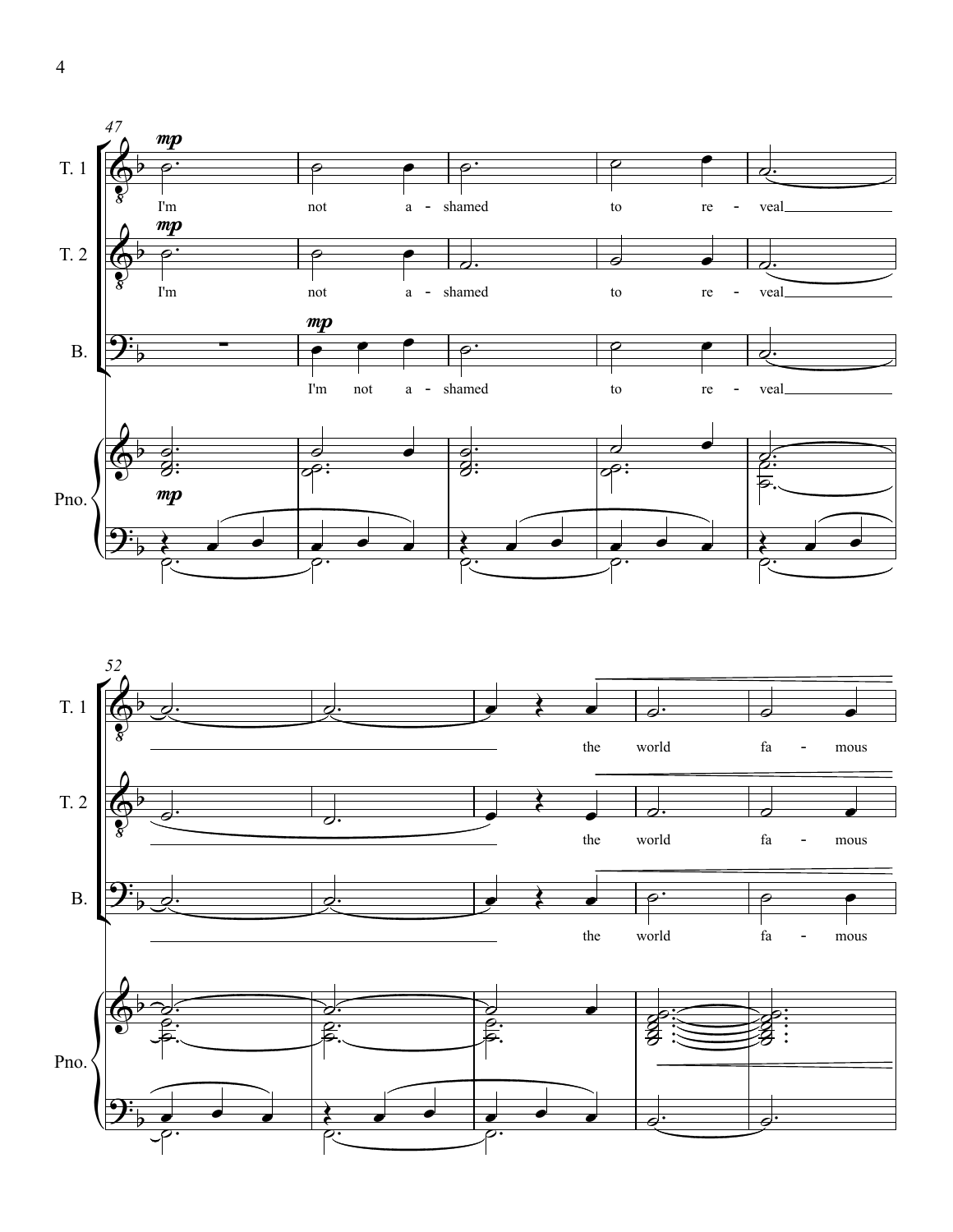47

T. 1: *mp* I'm not a - shamed to re - veal

T. 2: *mp* I'm not a - shamed to re - veal

B.: *mp* I'm not a - shamed to re - veal

Pno. *mp*

52

T. 1: the world fa - mous

T. 2: the world fa - mous

B.: the world fa - mous

Pno.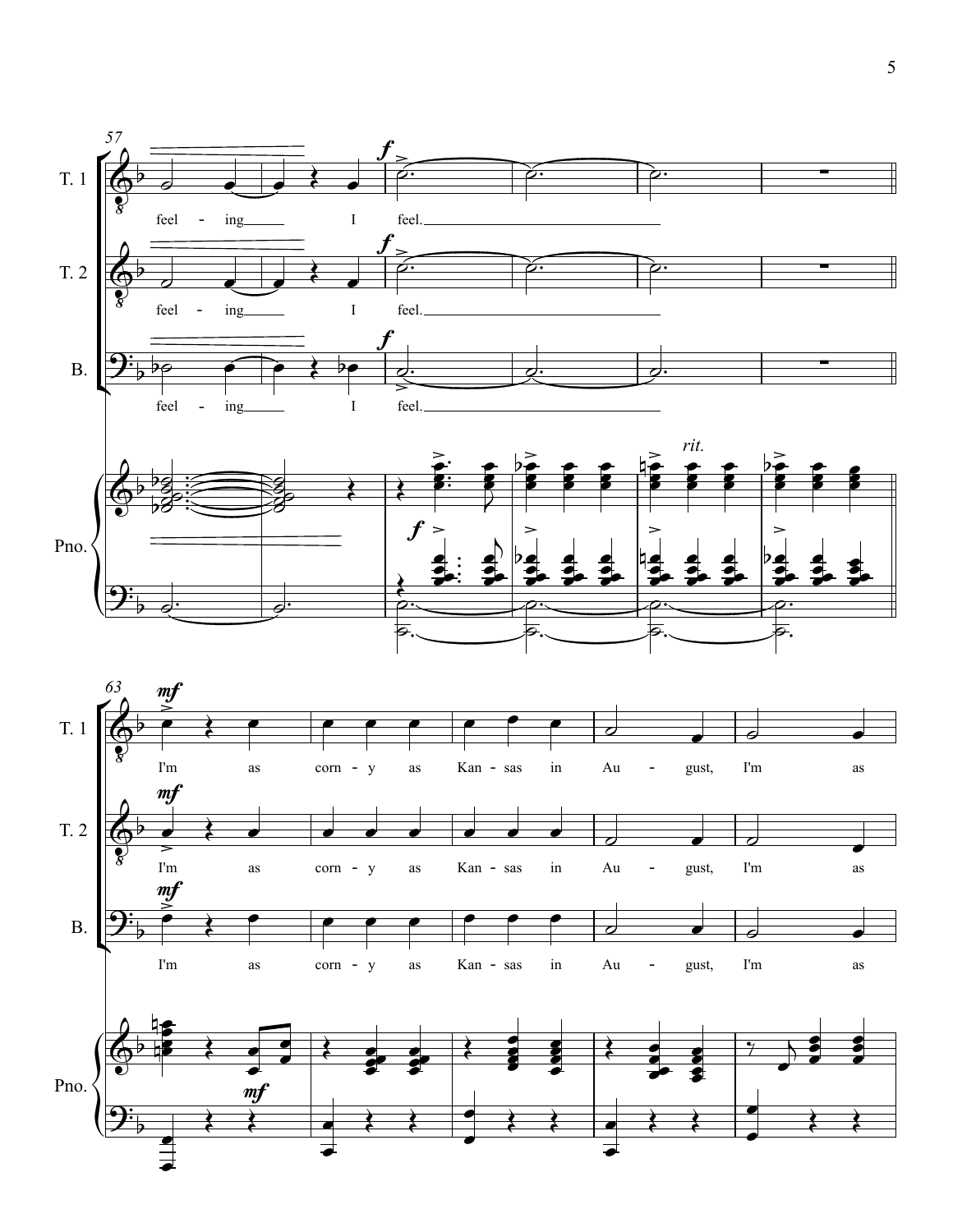T. 1: feel - ing I feel.

T. 2: feel - ing I feel.

B.: feel - ing I feel.

*rit.*

T. 1: I'm as corn - y as Kan - sas in Au - gust, I'm as

T. 2: I'm as corn - y as Kan - sas in Au - gust, I'm as

B.: I'm as corn - y as Kan - sas in Au - gust, I'm as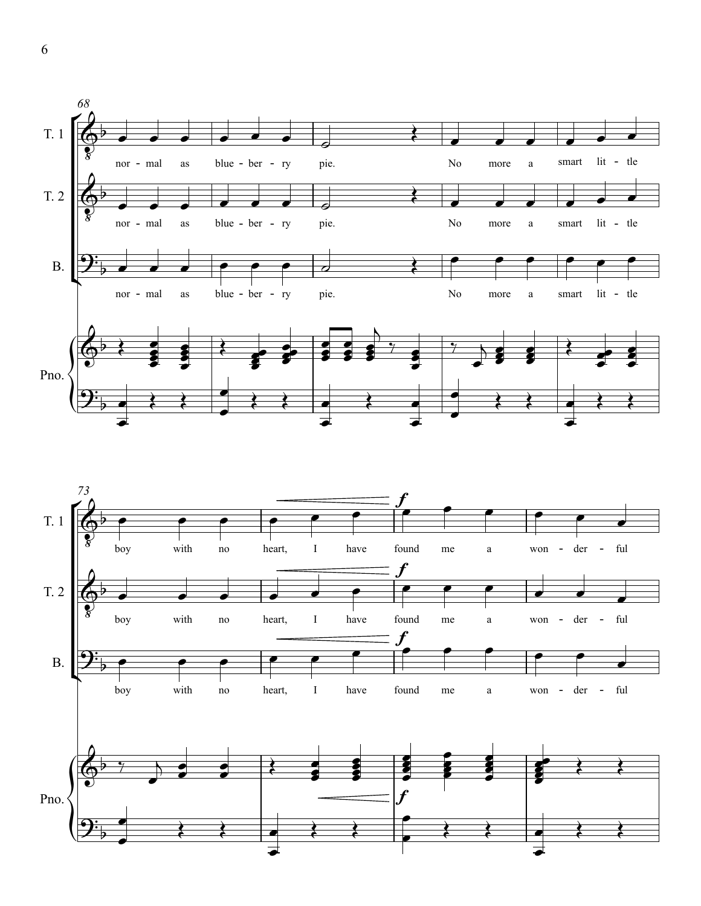68

T. 1: nor - mal as blue - ber - ry pie. No more a smart lit - tle

T. 2: nor - mal as blue - ber - ry pie. No more a smart lit - tle

B.: nor - mal as blue - ber - ry pie. No more a smart lit - tle

Pno.

73

T. 1: boy with no heart, I have *f* found me a won - der - ful

T. 2: boy with no heart, I have *f* found me a won - der - ful

B.: boy with no heart, I have *f* found me a won - der - ful

Pno. *f*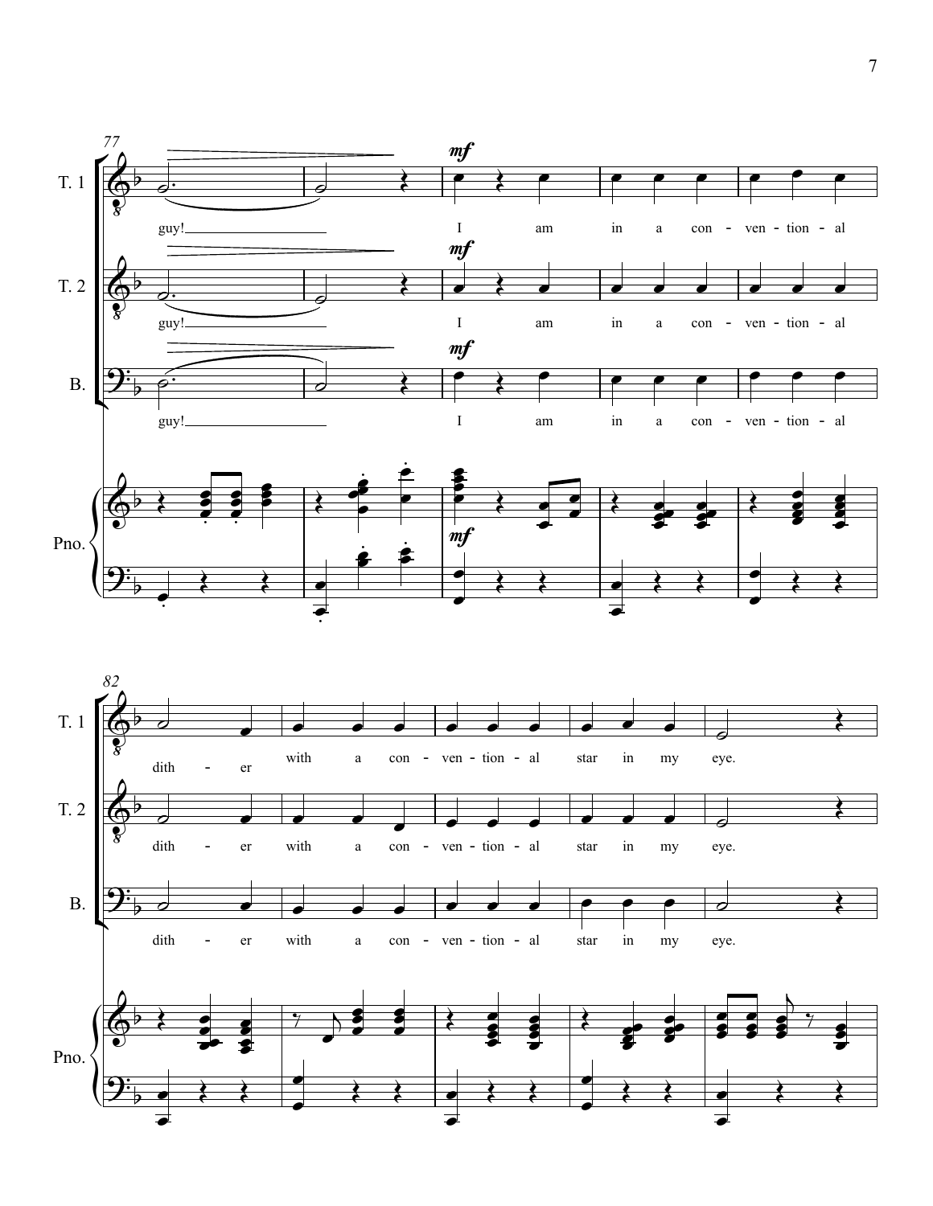77

T. 1: guy! ___ *mf* I am in a con - ven - tion - al

T. 2: guy! ___ *mf* I am in a con - ven - tion - al

B.: guy! ___ *mf* I am in a con - ven - tion - al

Pno. *mf*

82

T. 1: dith - er with a con - ven - tion - al star in my eye.

T. 2: dith - er with a con - ven - tion - al star in my eye.

B.: dith - er with a con - ven - tion - al star in my eye.

Pno.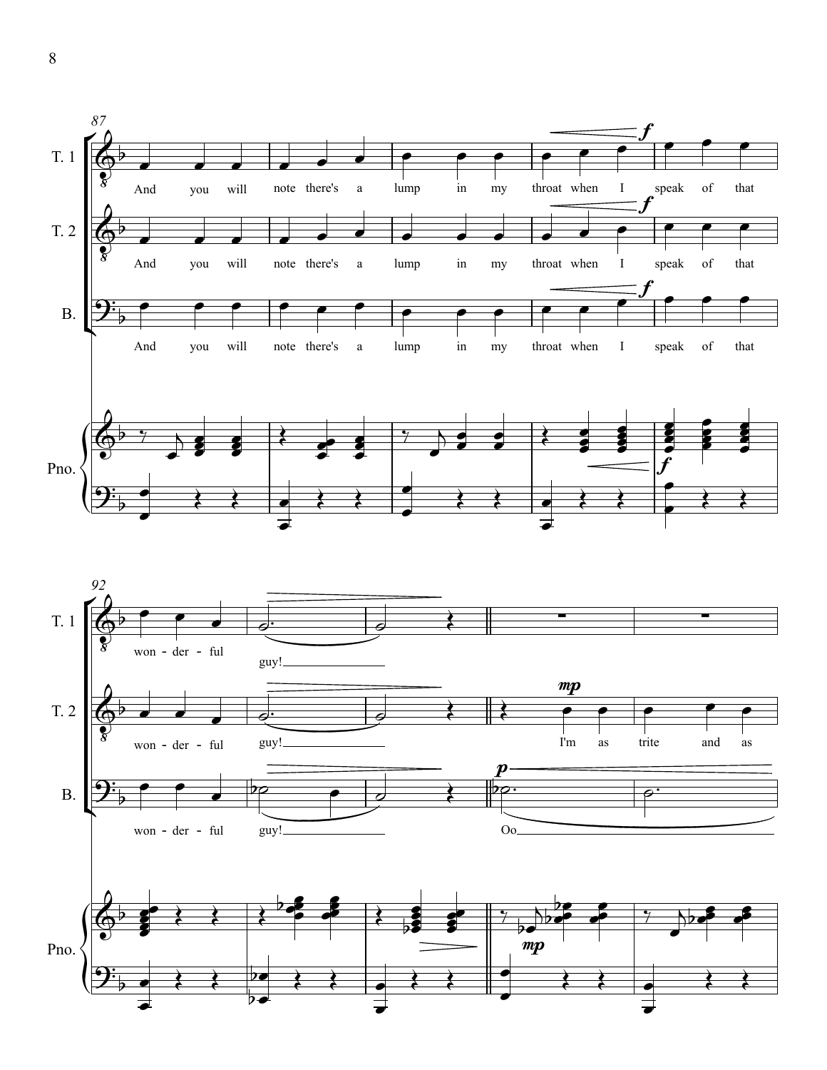87

T. 1

And you will note there's a lump in my throat when I speak of that

T. 2

And you will note there's a lump in my throat when I speak of that

B.

And you will note there's a lump in my throat when I speak of that

Pno.

92

T. 1

won - der - ful guy!

T. 2

won - der - ful guy! I'm as trite and as

B.

won - der - ful guy! Oo

Pno.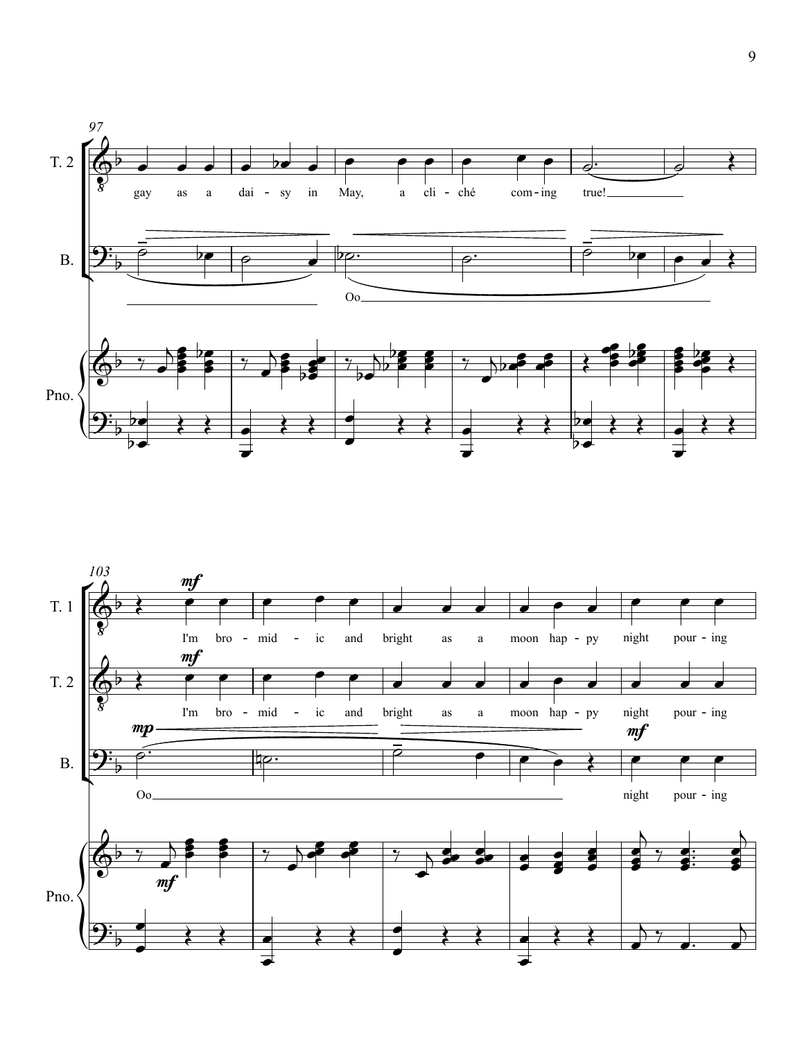97

T. 2: gay as a dai - sy in May, a cli - ché com - ing true!

B.: Oo

Pno.

103

T. 1: *mf* I'm bro - mid - ic and bright as a moon hap - py night pour - ing

T. 2: *mf* I'm bro - mid - ic and bright as a moon hap - py night pour - ing

B.: *mp* Oo *mf* night pour - ing

Pno.: *mf*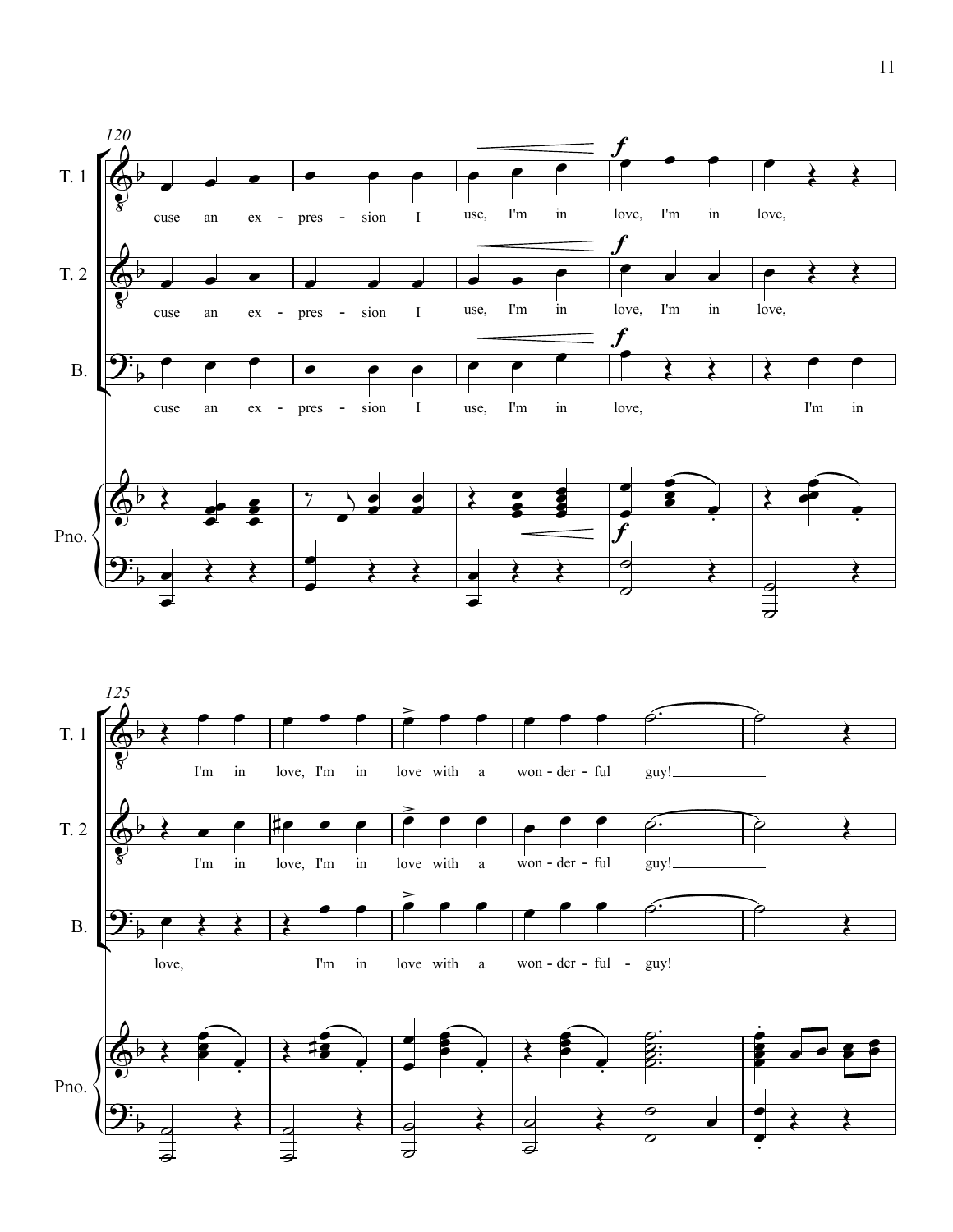120

T. 1

cuse an ex - pres - sion I use, I'm in love, I'm in love,

T. 2

cuse an ex - pres - sion I use, I'm in love, I'm in love,

B.

cuse an ex - pres - sion I use, I'm in love, I'm in

Pno.

125

T. 1

I'm in love, I'm in love with a won - der - ful guy!

T. 2

I'm in love, I'm in love with a won - der - ful guy!

B.

love, I'm in love with a won - der - ful - guy!

Pno.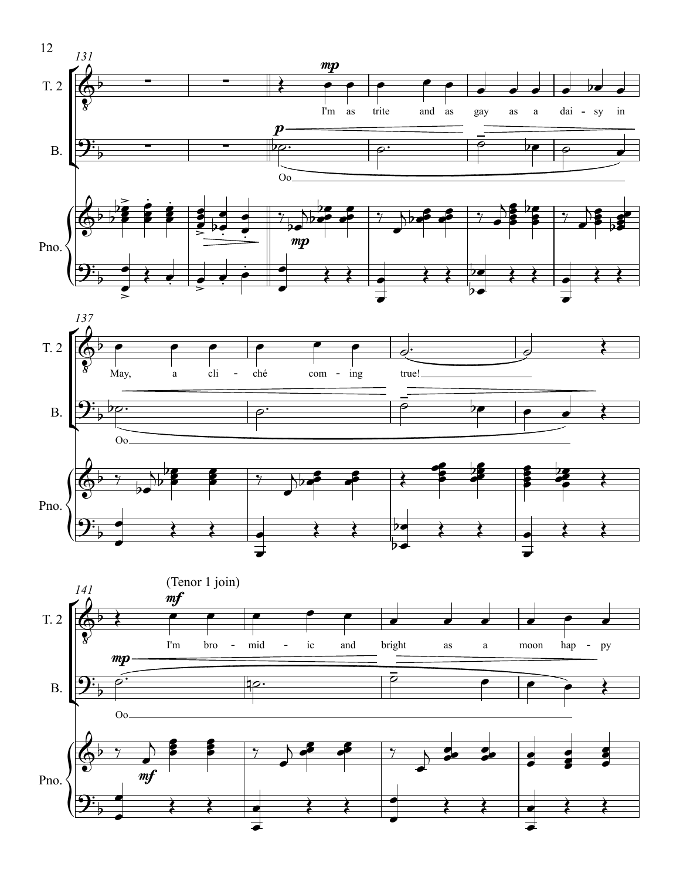131

T. 2

B.

Pno.

*mp*

I'm as trite and as gay as a dai - sy in

*p*

Oo

*mp*

137

May, a cli - ché com - ing true!

Oo

141

(Tenor 1 join)

*mf*

I'm bro - mid - ic and bright as a moon hap - py

*mp*

Oo

*mf*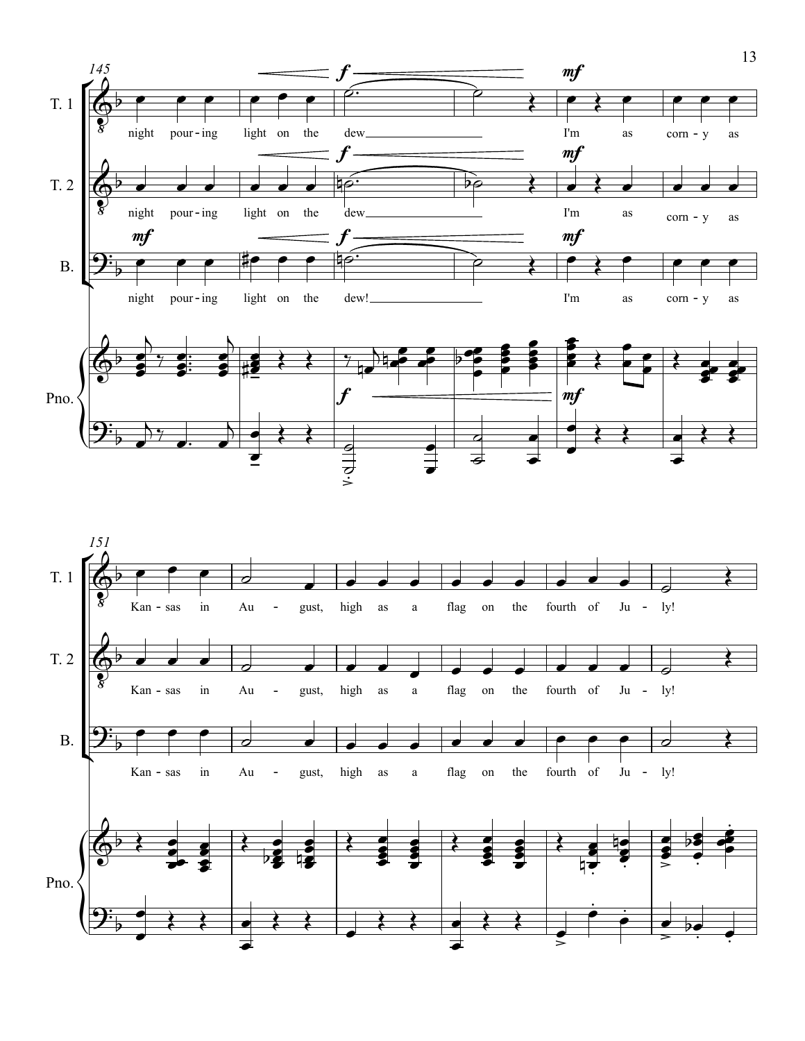145

T. 1: night pour-ing light on the dew I'm as corn-y as

T. 2: night pour-ing light on the dew I'm as corn-y as

B.: night pour-ing light on the dew! I'm as corn-y as

Pno.

151

T. 1: Kan-sas in Au-gust, high as a flag on the fourth of Ju-ly!

T. 2: Kan-sas in Au-gust, high as a flag on the fourth of Ju-ly!

B.: Kan-sas in Au-gust, high as a flag on the fourth of Ju-ly!

Pno.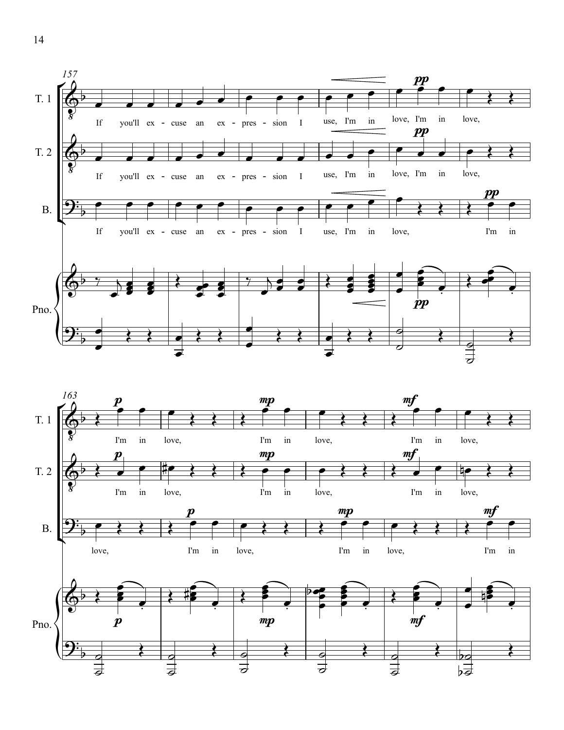157

T. 1: If you'll ex - cuse an ex - pres - sion I use, I'm in love, I'm in love,

T. 2: If you'll ex - cuse an ex - pres - sion I use, I'm in love, I'm in love,

B.: If you'll ex - cuse an ex - pres - sion I use, I'm in love, I'm in

Pno.

163

T. 1: I'm in love, I'm in love, I'm in love,

T. 2: I'm in love, I'm in love, I'm in love,

B.: love, I'm in love, I'm in love, I'm in

Pno.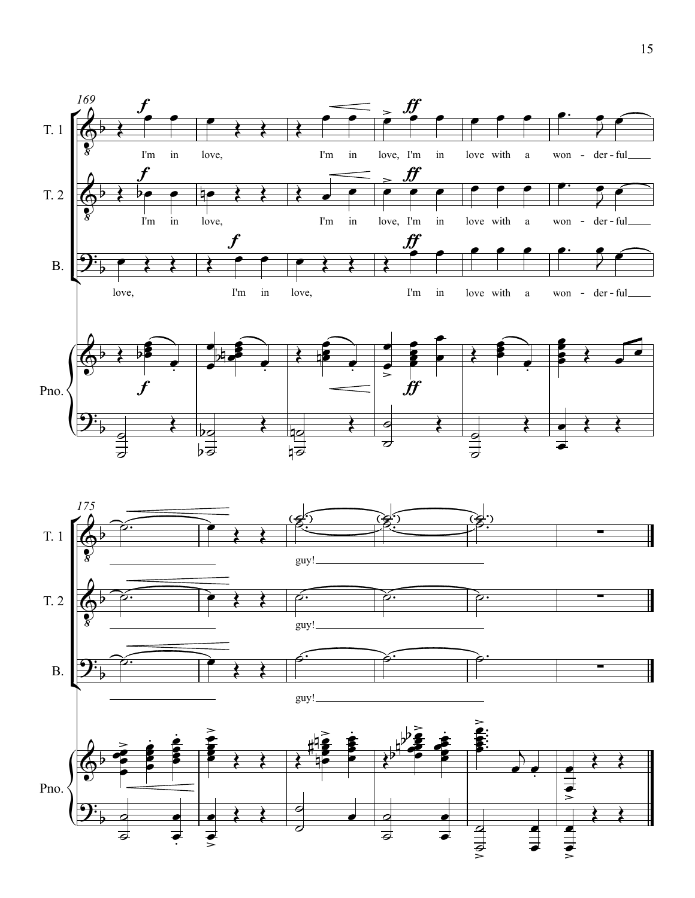169

T. 1

*f* I'm in love, I'm in love, *ff* I'm in love with a won - der - ful

T. 2

*f* I'm in love, I'm in love, *ff* I'm in love with a won - der - ful

B.

love, *f* I'm in love, *ff* I'm in love with a won - der - ful

Pno.

*f* *ff*

175

T. 1

guy!

T. 2

guy!

B.

guy!

Pno.